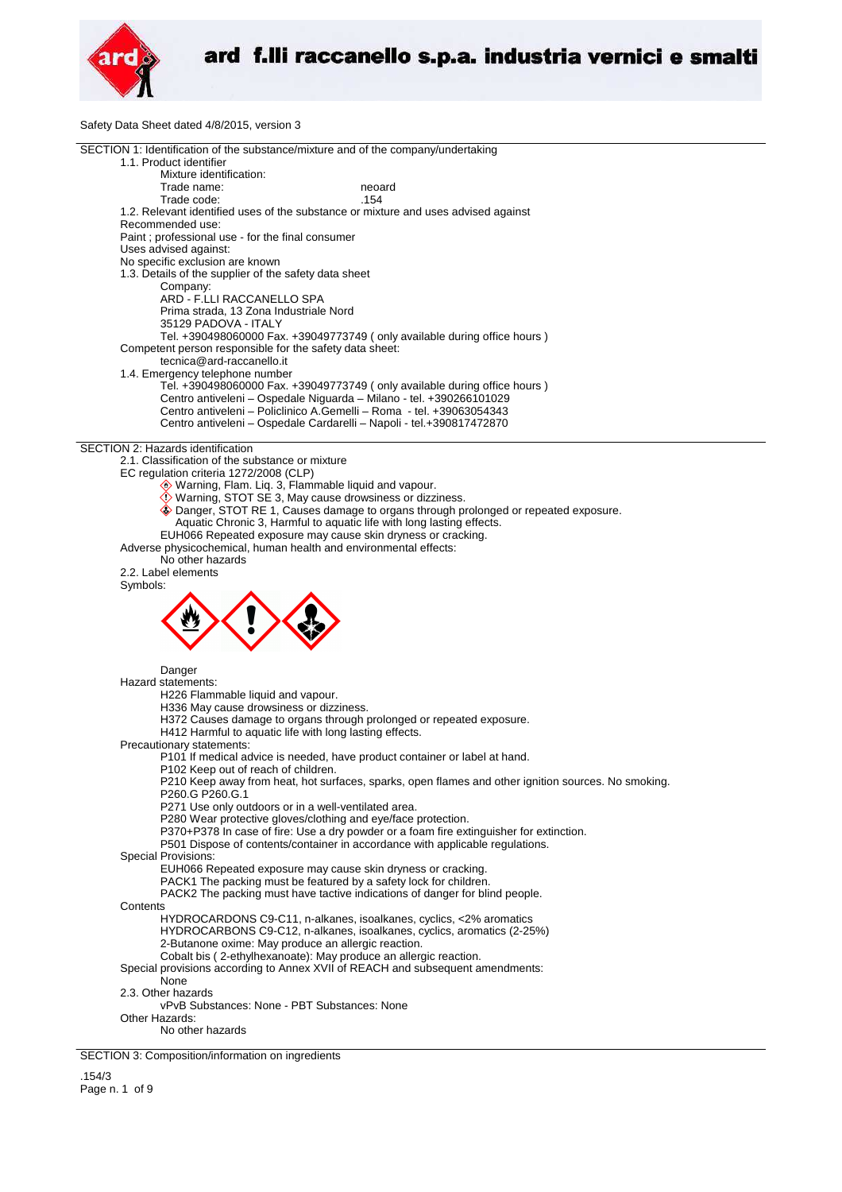Safety Data Sheet dated 4/8/2015, version 3

## SECTION 1: Identification of the substance/mixture and of the company/undertaking

1.1. Product identifier

Mixture identification:

Trade name: neoard

Trade code: .154

1.2. Relevant identified uses of the substance or mixture and uses advised against

Recommended use:

Paint ; professional use - for the final consumer

Uses advised against:

No specific exclusion are known

1.3. Details of the supplier of the safety data sheet

Company:

ARD - F.LLI RACCANELLO SPA
Prima strada, 13 Zona Industriale Nord
35129 PADOVA - ITALY
Tel. +390498060000 Fax. +39049773749 ( only available during office hours )

Competent person responsible for the safety data sheet:

tecnica@ard-raccanello.it

1.4. Emergency telephone number

Tel. +390498060000 Fax. +39049773749 ( only available during office hours )
Centro antiveleni – Ospedale Niguarda – Milano - tel. +390266101029
Centro antiveleni – Policlinico A.Gemelli – Roma - tel. +39063054343
Centro antiveleni – Ospedale Cardarelli – Napoli - tel.+390817472870

## SECTION 2: Hazards identification

2.1. Classification of the substance or mixture

EC regulation criteria 1272/2008 (CLP)

- Warning, Flam. Liq. 3, Flammable liquid and vapour.
- Warning, STOT SE 3, May cause drowsiness or dizziness.
- Danger, STOT RE 1, Causes damage to organs through prolonged or repeated exposure.
- Aquatic Chronic 3, Harmful to aquatic life with long lasting effects.

EUH066 Repeated exposure may cause skin dryness or cracking.

Adverse physicochemical, human health and environmental effects:

No other hazards

2.2. Label elements

Symbols:

Danger

Hazard statements:

H226 Flammable liquid and vapour.
H336 May cause drowsiness or dizziness.
H372 Causes damage to organs through prolonged or repeated exposure.
H412 Harmful to aquatic life with long lasting effects.

Precautionary statements:

P101 If medical advice is needed, have product container or label at hand.
P102 Keep out of reach of children.
P210 Keep away from heat, hot surfaces, sparks, open flames and other ignition sources. No smoking.
P260.G P260.G.1
P271 Use only outdoors or in a well-ventilated area.
P280 Wear protective gloves/clothing and eye/face protection.
P370+P378 In case of fire: Use a dry powder or a foam fire extinguisher for extinction.
P501 Dispose of contents/container in accordance with applicable regulations.

Special Provisions:

EUH066 Repeated exposure may cause skin dryness or cracking.
PACK1 The packing must be featured by a safety lock for children.
PACK2 The packing must have tactive indications of danger for blind people.

Contents

HYDROCARDONS C9-C11, n-alkanes, isoalkanes, cyclics, <2% aromatics
HYDROCARBONS C9-C12, n-alkanes, isoalkanes, cyclics, aromatics (2-25%)
2-Butanone oxime: May produce an allergic reaction.
Cobalt bis ( 2-ethylhexanoate): May produce an allergic reaction.

Special provisions according to Annex XVII of REACH and subsequent amendments:

None

2.3. Other hazards

vPvB Substances: None - PBT Substances: None

Other Hazards:

No other hazards

## SECTION 3: Composition/information on ingredients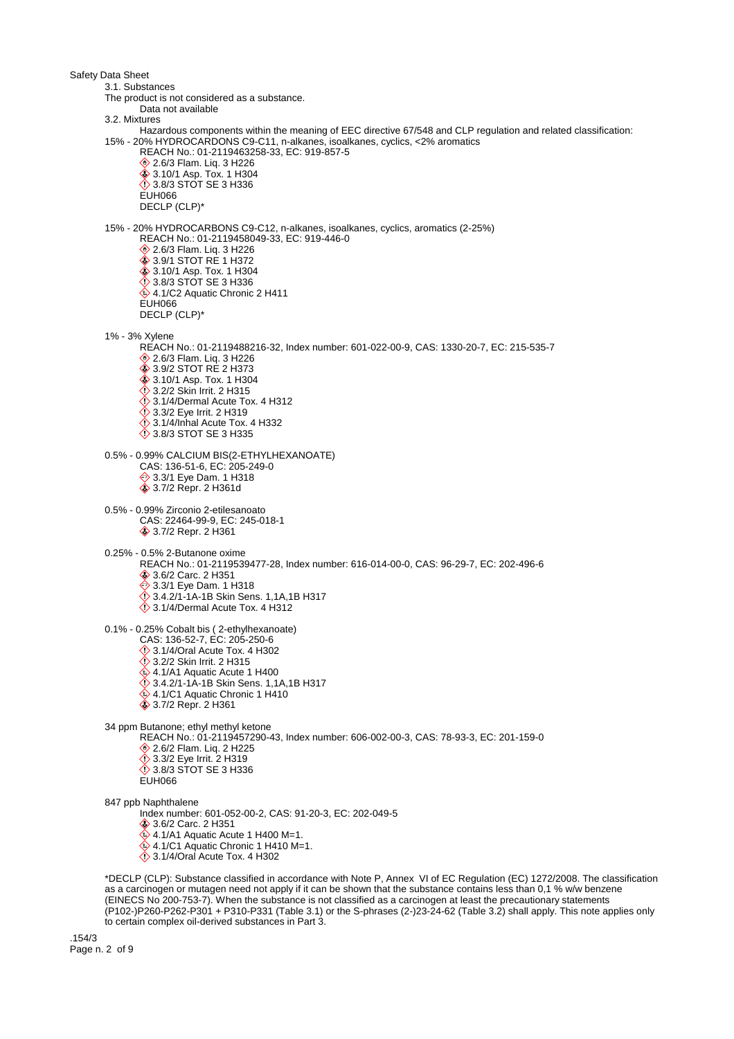Safety Data Sheet

3.1. Substances

The product is not considered as a substance.

Data not available

3.2. Mixtures

Hazardous components within the meaning of EEC directive 67/548 and CLP regulation and related classification:

15% - 20% HYDROCARDONS C9-C11, n-alkanes, isoalkanes, cyclics, <2% aromatics

REACH No.: 01-2119463258-33, EC: 919-857-5

- 2.6/3 Flam. Liq. 3 H226
- 3.10/1 Asp. Tox. 1 H304
- 3.8/3 STOT SE 3 H336
- EUH066
- DECLP (CLP)*

15% - 20% HYDROCARBONS C9-C12, n-alkanes, isoalkanes, cyclics, aromatics (2-25%)

REACH No.: 01-2119458049-33, EC: 919-446-0

- 2.6/3 Flam. Liq. 3 H226
- 3.9/1 STOT RE 1 H372
- 3.10/1 Asp. Tox. 1 H304
- 3.8/3 STOT SE 3 H336
- 4.1/C2 Aquatic Chronic 2 H411
- EUH066
- DECLP (CLP)*

1% - 3% Xylene

REACH No.: 01-2119488216-32, Index number: 601-022-00-9, CAS: 1330-20-7, EC: 215-535-7

- 2.6/3 Flam. Liq. 3 H226
- 3.9/2 STOT RE 2 H373
- 3.10/1 Asp. Tox. 1 H304
- 3.2/2 Skin Irrit. 2 H315
- 3.1/4/Dermal Acute Tox. 4 H312
- 3.3/2 Eye Irrit. 2 H319
- 3.1/4/Inhal Acute Tox. 4 H332
- 3.8/3 STOT SE 3 H335

0.5% - 0.99% CALCIUM BIS(2-ETHYLHEXANOATE)

CAS: 136-51-6, EC: 205-249-0

- 3.3/1 Eye Dam. 1 H318
- 3.7/2 Repr. 2 H361d

0.5% - 0.99% Zirconio 2-etilesanoato

CAS: 22464-99-9, EC: 245-018-1

- 3.7/2 Repr. 2 H361

0.25% - 0.5% 2-Butanone oxime

REACH No.: 01-2119539477-28, Index number: 616-014-00-0, CAS: 96-29-7, EC: 202-496-6

- 3.6/2 Carc. 2 H351
- 3.3/1 Eye Dam. 1 H318
- 3.4.2/1-1A-1B Skin Sens. 1,1A,1B H317
- 3.1/4/Dermal Acute Tox. 4 H312

0.1% - 0.25% Cobalt bis ( 2-ethylhexanoate)

CAS: 136-52-7, EC: 205-250-6

- 3.1/4/Oral Acute Tox. 4 H302
- 3.2/2 Skin Irrit. 2 H315
- 4.1/A1 Aquatic Acute 1 H400
- 3.4.2/1-1A-1B Skin Sens. 1,1A,1B H317
- 4.1/C1 Aquatic Chronic 1 H410
- 3.7/2 Repr. 2 H361

34 ppm Butanone; ethyl methyl ketone

REACH No.: 01-2119457290-43, Index number: 606-002-00-3, CAS: 78-93-3, EC: 201-159-0

- 2.6/2 Flam. Liq. 2 H225
- 3.3/2 Eye Irrit. 2 H319
- 3.8/3 STOT SE 3 H336
- EUH066

847 ppb Naphthalene

Index number: 601-052-00-2, CAS: 91-20-3, EC: 202-049-5

- 3.6/2 Carc. 2 H351
- 4.1/A1 Aquatic Acute 1 H400 M=1.
- 4.1/C1 Aquatic Chronic 1 H410 M=1.
- 3.1/4/Oral Acute Tox. 4 H302

*DECLP (CLP): Substance classified in accordance with Note P, Annex VI of EC Regulation (EC) 1272/2008. The classification as a carcinogen or mutagen need not apply if it can be shown that the substance contains less than 0,1 % w/w benzene (EINECS No 200-753-7). When the substance is not classified as a carcinogen at least the precautionary statements (P102-)P260-P262-P301 + P310-P331 (Table 3.1) or the S-phrases (2-)23-24-62 (Table 3.2) shall apply. This note applies only to certain complex oil-derived substances in Part 3.

.154/3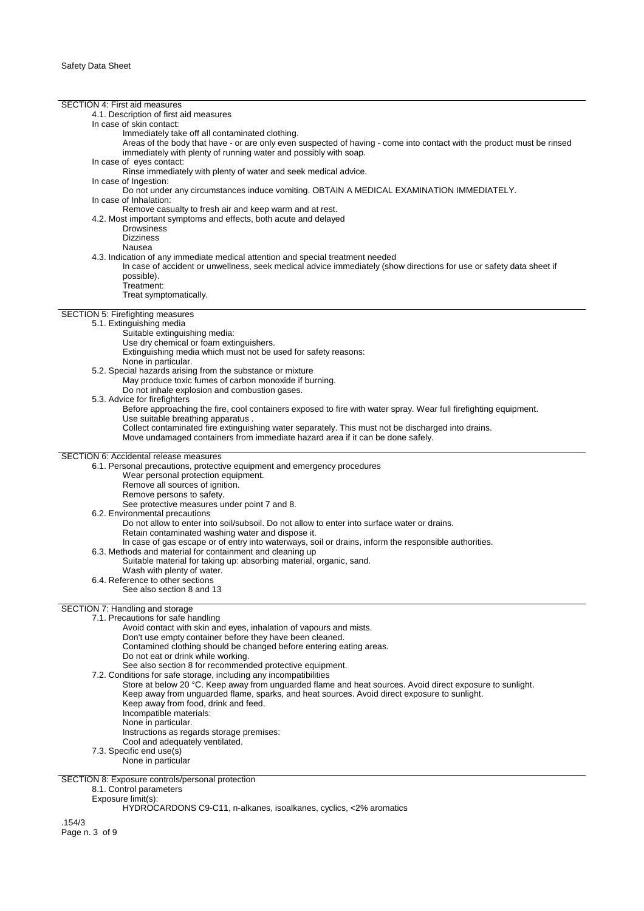## SECTION 4: First aid measures

### 4.1. Description of first aid measures

In case of skin contact:

Immediately take off all contaminated clothing.

Areas of the body that have - or are only even suspected of having - come into contact with the product must be rinsed immediately with plenty of running water and possibly with soap.

In case of eyes contact:

Rinse immediately with plenty of water and seek medical advice.

In case of Ingestion:

Do not under any circumstances induce vomiting. OBTAIN A MEDICAL EXAMINATION IMMEDIATELY.

In case of Inhalation:

Remove casualty to fresh air and keep warm and at rest.

### 4.2. Most important symptoms and effects, both acute and delayed

Drowsiness
Dizziness
Nausea

### 4.3. Indication of any immediate medical attention and special treatment needed

In case of accident or unwellness, seek medical advice immediately (show directions for use or safety data sheet if possible).

Treatment:

Treat symptomatically.

## SECTION 5: Firefighting measures

### 5.1. Extinguishing media

Suitable extinguishing media:

Use dry chemical or foam extinguishers.

Extinguishing media which must not be used for safety reasons:

None in particular.

### 5.2. Special hazards arising from the substance or mixture

May produce toxic fumes of carbon monoxide if burning.

Do not inhale explosion and combustion gases.

### 5.3. Advice for firefighters

Before approaching the fire, cool containers exposed to fire with water spray. Wear full firefighting equipment.

Use suitable breathing apparatus .

Collect contaminated fire extinguishing water separately. This must not be discharged into drains.

Move undamaged containers from immediate hazard area if it can be done safely.

## SECTION 6: Accidental release measures

### 6.1. Personal precautions, protective equipment and emergency procedures

Wear personal protection equipment.

Remove all sources of ignition.

Remove persons to safety.

See protective measures under point 7 and 8.

### 6.2. Environmental precautions

Do not allow to enter into soil/subsoil. Do not allow to enter into surface water or drains.

Retain contaminated washing water and dispose it.

In case of gas escape or of entry into waterways, soil or drains, inform the responsible authorities.

### 6.3. Methods and material for containment and cleaning up

Suitable material for taking up: absorbing material, organic, sand.

Wash with plenty of water.

### 6.4. Reference to other sections

See also section 8 and 13

## SECTION 7: Handling and storage

### 7.1. Precautions for safe handling

Avoid contact with skin and eyes, inhalation of vapours and mists.

Don't use empty container before they have been cleaned.

Contamined clothing should be changed before entering eating areas.

Do not eat or drink while working.

See also section 8 for recommended protective equipment.

### 7.2. Conditions for safe storage, including any incompatibilities

Store at below 20 °C. Keep away from unguarded flame and heat sources. Avoid direct exposure to sunlight.

Keep away from unguarded flame, sparks, and heat sources. Avoid direct exposure to sunlight.

Keep away from food, drink and feed.

Incompatible materials:

None in particular.

Instructions as regards storage premises:

Cool and adequately ventilated.

### 7.3. Specific end use(s)

None in particular

## SECTION 8: Exposure controls/personal protection

### 8.1. Control parameters

Exposure limit(s):

HYDROCARDONS C9-C11, n-alkanes, isoalkanes, cyclics, <2% aromatics

.154/3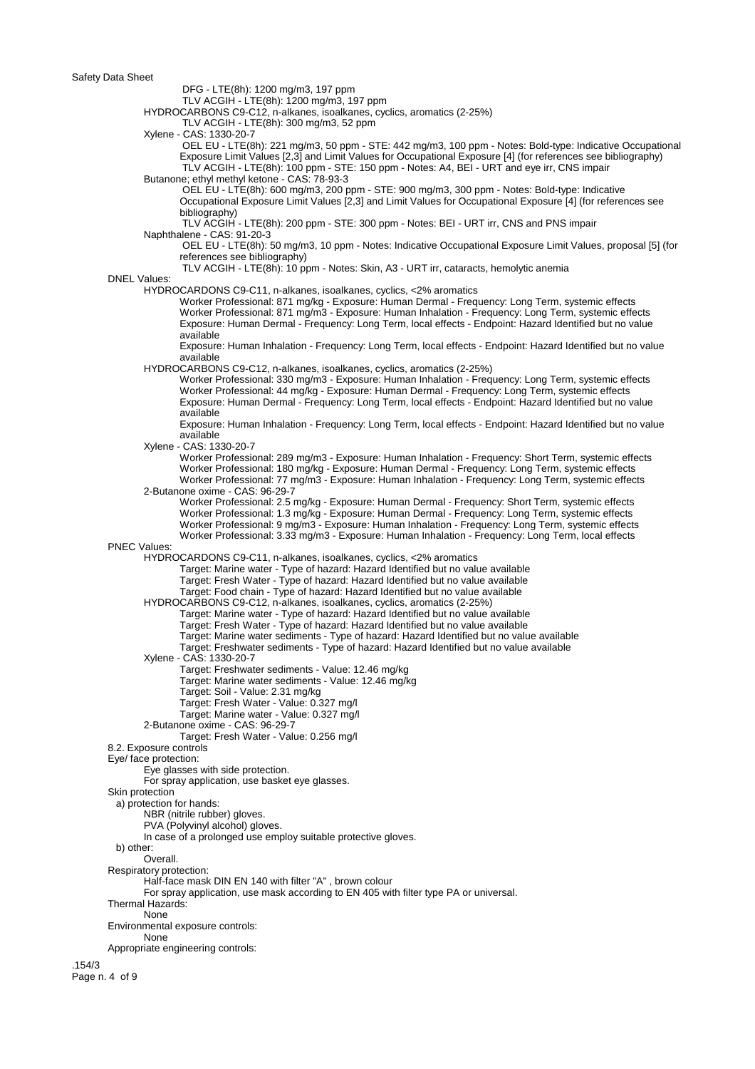DFG - LTE(8h): 1200 mg/m3, 197 ppm
TLV ACGIH - LTE(8h): 1200 mg/m3, 197 ppm

HYDROCARBONS C9-C12, n-alkanes, isoalkanes, cyclics, aromatics (2-25%)
TLV ACGIH - LTE(8h): 300 mg/m3, 52 ppm

Xylene - CAS: 1330-20-7
OEL EU - LTE(8h): 221 mg/m3, 50 ppm - STE: 442 mg/m3, 100 ppm - Notes: Bold-type: Indicative Occupational Exposure Limit Values [2,3] and Limit Values for Occupational Exposure [4] (for references see bibliography)
TLV ACGIH - LTE(8h): 100 ppm - STE: 150 ppm - Notes: A4, BEI - URT and eye irr, CNS impair

Butanone; ethyl methyl ketone - CAS: 78-93-3
OEL EU - LTE(8h): 600 mg/m3, 200 ppm - STE: 900 mg/m3, 300 ppm - Notes: Bold-type: Indicative Occupational Exposure Limit Values [2,3] and Limit Values for Occupational Exposure [4] (for references see bibliography)
TLV ACGIH - LTE(8h): 200 ppm - STE: 300 ppm - Notes: BEI - URT irr, CNS and PNS impair

Naphthalene - CAS: 91-20-3
OEL EU - LTE(8h): 50 mg/m3, 10 ppm - Notes: Indicative Occupational Exposure Limit Values, proposal [5] (for references see bibliography)
TLV ACGIH - LTE(8h): 10 ppm - Notes: Skin, A3 - URT irr, cataracts, hemolytic anemia

DNEL Values:

HYDROCARDONS C9-C11, n-alkanes, isoalkanes, cyclics, <2% aromatics
Worker Professional: 871 mg/kg - Exposure: Human Dermal - Frequency: Long Term, systemic effects
Worker Professional: 871 mg/m3 - Exposure: Human Inhalation - Frequency: Long Term, systemic effects
Exposure: Human Dermal - Frequency: Long Term, local effects - Endpoint: Hazard Identified but no value available
Exposure: Human Inhalation - Frequency: Long Term, local effects - Endpoint: Hazard Identified but no value available

HYDROCARBONS C9-C12, n-alkanes, isoalkanes, cyclics, aromatics (2-25%)
Worker Professional: 330 mg/m3 - Exposure: Human Inhalation - Frequency: Long Term, systemic effects
Worker Professional: 44 mg/kg - Exposure: Human Dermal - Frequency: Long Term, systemic effects
Exposure: Human Dermal - Frequency: Long Term, local effects - Endpoint: Hazard Identified but no value available
Exposure: Human Inhalation - Frequency: Long Term, local effects - Endpoint: Hazard Identified but no value available

Xylene - CAS: 1330-20-7
Worker Professional: 289 mg/m3 - Exposure: Human Inhalation - Frequency: Short Term, systemic effects
Worker Professional: 180 mg/kg - Exposure: Human Dermal - Frequency: Long Term, systemic effects
Worker Professional: 77 mg/m3 - Exposure: Human Inhalation - Frequency: Long Term, systemic effects

2-Butanone oxime - CAS: 96-29-7
Worker Professional: 2.5 mg/kg - Exposure: Human Dermal - Frequency: Short Term, systemic effects
Worker Professional: 1.3 mg/kg - Exposure: Human Dermal - Frequency: Long Term, systemic effects
Worker Professional: 9 mg/m3 - Exposure: Human Inhalation - Frequency: Long Term, systemic effects
Worker Professional: 3.33 mg/m3 - Exposure: Human Inhalation - Frequency: Long Term, local effects

PNEC Values:

HYDROCARDONS C9-C11, n-alkanes, isoalkanes, cyclics, <2% aromatics
Target: Marine water - Type of hazard: Hazard Identified but no value available
Target: Fresh Water - Type of hazard: Hazard Identified but no value available
Target: Food chain - Type of hazard: Hazard Identified but no value available

HYDROCARBONS C9-C12, n-alkanes, isoalkanes, cyclics, aromatics (2-25%)
Target: Marine water - Type of hazard: Hazard Identified but no value available
Target: Fresh Water - Type of hazard: Hazard Identified but no value available
Target: Marine water sediments - Type of hazard: Hazard Identified but no value available
Target: Freshwater sediments - Type of hazard: Hazard Identified but no value available

Xylene - CAS: 1330-20-7
Target: Freshwater sediments - Value: 12.46 mg/kg
Target: Marine water sediments - Value: 12.46 mg/kg
Target: Soil - Value: 2.31 mg/kg
Target: Fresh Water - Value: 0.327 mg/l
Target: Marine water - Value: 0.327 mg/l

2-Butanone oxime - CAS: 96-29-7
Target: Fresh Water - Value: 0.256 mg/l

8.2. Exposure controls

Eye/ face protection:
Eye glasses with side protection.
For spray application, use basket eye glasses.

Skin protection
a) protection for hands:
NBR (nitrile rubber) gloves.
PVA (Polyvinyl alcohol) gloves.
In case of a prolonged use employ suitable protective gloves.
b) other:
Overall.

Respiratory protection:
Half-face mask DIN EN 140 with filter "A" , brown colour
For spray application, use mask according to EN 405 with filter type PA or universal.

Thermal Hazards:
None

Environmental exposure controls:
None

Appropriate engineering controls:

.154/3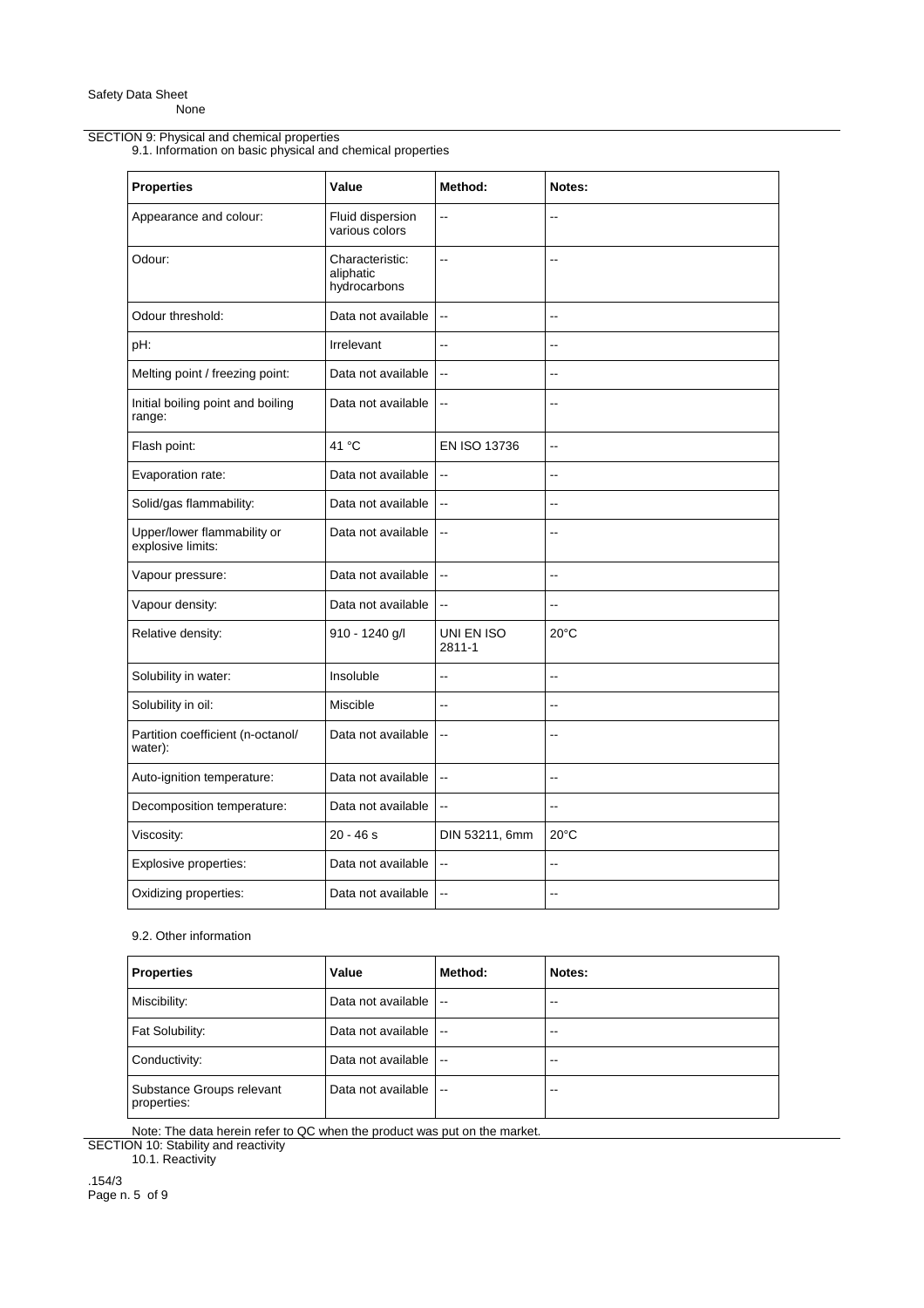SECTION 9: Physical and chemical properties

9.1. Information on basic physical and chemical properties

| Properties | Value | Method: | Notes: |
|---|---|---|---|
| Appearance and colour: | Fluid dispersion various colors | -- | -- |
| Odour: | Characteristic: aliphatic hydrocarbons | -- | -- |
| Odour threshold: | Data not available | -- | -- |
| pH: | Irrelevant | -- | -- |
| Melting point / freezing point: | Data not available | -- | -- |
| Initial boiling point and boiling range: | Data not available | -- | -- |
| Flash point: | 41 °C | EN ISO 13736 | -- |
| Evaporation rate: | Data not available | -- | -- |
| Solid/gas flammability: | Data not available | -- | -- |
| Upper/lower flammability or explosive limits: | Data not available | -- | -- |
| Vapour pressure: | Data not available | -- | -- |
| Vapour density: | Data not available | -- | -- |
| Relative density: | 910 - 1240 g/l | UNI EN ISO 2811-1 | 20°C |
| Solubility in water: | Insoluble | -- | -- |
| Solubility in oil: | Miscible | -- | -- |
| Partition coefficient (n-octanol/water): | Data not available | -- | -- |
| Auto-ignition temperature: | Data not available | -- | -- |
| Decomposition temperature: | Data not available | -- | -- |
| Viscosity: | 20 - 46 s | DIN 53211, 6mm | 20°C |
| Explosive properties: | Data not available | -- | -- |
| Oxidizing properties: | Data not available | -- | -- |

9.2. Other information

| Properties | Value | Method: | Notes: |
|---|---|---|---|
| Miscibility: | Data not available | -- | -- |
| Fat Solubility: | Data not available | -- | -- |
| Conductivity: | Data not available | -- | -- |
| Substance Groups relevant properties: | Data not available | -- | -- |

Note: The data herein refer to QC when the product was put on the market.

SECTION 10: Stability and reactivity

10.1. Reactivity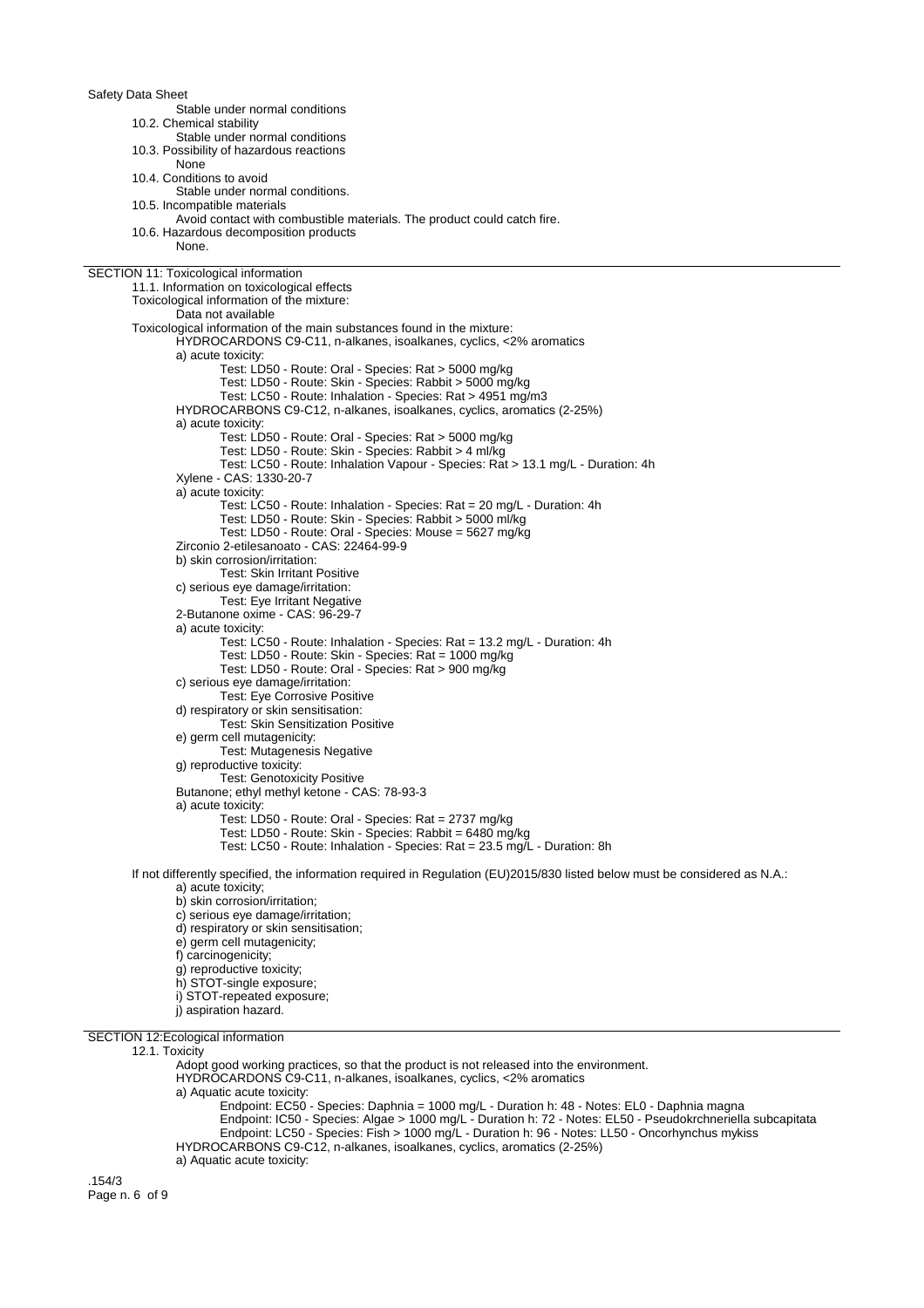Stable under normal conditions

10.2. Chemical stability

Stable under normal conditions

10.3. Possibility of hazardous reactions

None

10.4. Conditions to avoid

Stable under normal conditions.

10.5. Incompatible materials

Avoid contact with combustible materials. The product could catch fire.

10.6. Hazardous decomposition products

None.

## SECTION 11: Toxicological information

11.1. Information on toxicological effects

Toxicological information of the mixture:

Data not available

Toxicological information of the main substances found in the mixture:

HYDROCARDONS C9-C11, n-alkanes, isoalkanes, cyclics, <2% aromatics

a) acute toxicity:

Test: LD50 - Route: Oral - Species: Rat > 5000 mg/kg
Test: LD50 - Route: Skin - Species: Rabbit > 5000 mg/kg
Test: LC50 - Route: Inhalation - Species: Rat > 4951 mg/m3

HYDROCARBONS C9-C12, n-alkanes, isoalkanes, cyclics, aromatics (2-25%)

a) acute toxicity:

Test: LD50 - Route: Oral - Species: Rat > 5000 mg/kg
Test: LD50 - Route: Skin - Species: Rabbit > 4 ml/kg
Test: LC50 - Route: Inhalation Vapour - Species: Rat > 13.1 mg/L - Duration: 4h

Xylene - CAS: 1330-20-7

a) acute toxicity:

Test: LC50 - Route: Inhalation - Species: Rat = 20 mg/L - Duration: 4h
Test: LD50 - Route: Skin - Species: Rabbit > 5000 ml/kg
Test: LD50 - Route: Oral - Species: Mouse = 5627 mg/kg

Zirconio 2-etilesanoato - CAS: 22464-99-9

b) skin corrosion/irritation:

Test: Skin Irritant Positive

c) serious eye damage/irritation:

Test: Eye Irritant Negative

2-Butanone oxime - CAS: 96-29-7

a) acute toxicity:

Test: LC50 - Route: Inhalation - Species: Rat = 13.2 mg/L - Duration: 4h
Test: LD50 - Route: Skin - Species: Rat = 1000 mg/kg
Test: LD50 - Route: Oral - Species: Rat > 900 mg/kg

c) serious eye damage/irritation:

Test: Eye Corrosive Positive

d) respiratory or skin sensitisation:

Test: Skin Sensitization Positive

e) germ cell mutagenicity:

Test: Mutagenesis Negative

g) reproductive toxicity:

Test: Genotoxicity Positive

Butanone; ethyl methyl ketone - CAS: 78-93-3

a) acute toxicity:

Test: LD50 - Route: Oral - Species: Rat = 2737 mg/kg
Test: LD50 - Route: Skin - Species: Rabbit = 6480 mg/kg
Test: LC50 - Route: Inhalation - Species: Rat = 23.5 mg/L - Duration: 8h

If not differently specified, the information required in Regulation (EU)2015/830 listed below must be considered as N.A.:

a) acute toxicity;
b) skin corrosion/irritation;
c) serious eye damage/irritation;
d) respiratory or skin sensitisation;
e) germ cell mutagenicity;
f) carcinogenicity;
g) reproductive toxicity;
h) STOT-single exposure;
i) STOT-repeated exposure;
j) aspiration hazard.

## SECTION 12:Ecological information

12.1. Toxicity

Adopt good working practices, so that the product is not released into the environment.

HYDROCARDONS C9-C11, n-alkanes, isoalkanes, cyclics, <2% aromatics

a) Aquatic acute toxicity:

Endpoint: EC50 - Species: Daphnia = 1000 mg/L - Duration h: 48 - Notes: EL0 - Daphnia magna
Endpoint: IC50 - Species: Algae > 1000 mg/L - Duration h: 72 - Notes: EL50 - Pseudokrchneriella subcapitata
Endpoint: LC50 - Species: Fish > 1000 mg/L - Duration h: 96 - Notes: LL50 - Oncorhynchus mykiss

HYDROCARBONS C9-C12, n-alkanes, isoalkanes, cyclics, aromatics (2-25%)

a) Aquatic acute toxicity: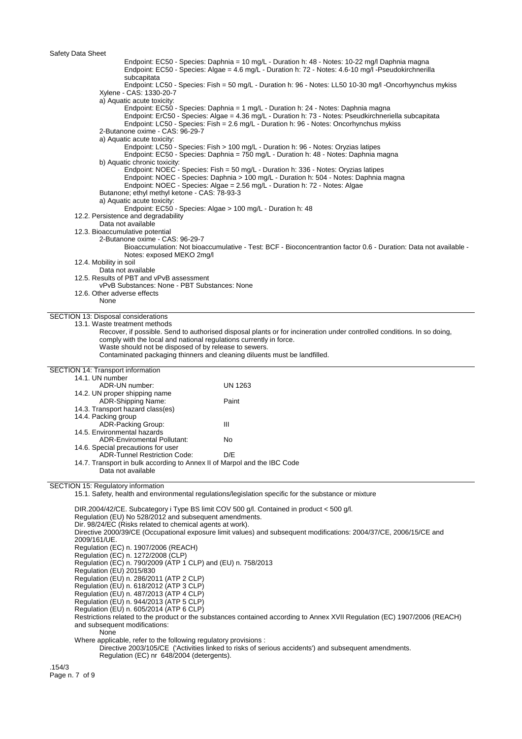Endpoint: EC50 - Species: Daphnia = 10 mg/L - Duration h: 48 - Notes: 10-22 mg/l Daphnia magna
Endpoint: EC50 - Species: Algae = 4.6 mg/L - Duration h: 72 - Notes: 4.6-10 mg/l -Pseudokirchnerilla subcapitata
Endpoint: LC50 - Species: Fish = 50 mg/L - Duration h: 96 - Notes: LL50 10-30 mg/l -Oncorhyynchus mykiss

Xylene - CAS: 1330-20-7

a) Aquatic acute toxicity:

Endpoint: EC50 - Species: Daphnia = 1 mg/L - Duration h: 24 - Notes: Daphnia magna
Endpoint: ErC50 - Species: Algae = 4.36 mg/L - Duration h: 73 - Notes: Pseudkirchneriella subcapitata
Endpoint: LC50 - Species: Fish = 2.6 mg/L - Duration h: 96 - Notes: Oncorhynchus mykiss

2-Butanone oxime - CAS: 96-29-7

a) Aquatic acute toxicity:

Endpoint: LC50 - Species: Fish > 100 mg/L - Duration h: 96 - Notes: Oryzias latipes
Endpoint: EC50 - Species: Daphnia = 750 mg/L - Duration h: 48 - Notes: Daphnia magna

b) Aquatic chronic toxicity:

Endpoint: NOEC - Species: Fish = 50 mg/L - Duration h: 336 - Notes: Oryzias latipes
Endpoint: NOEC - Species: Daphnia > 100 mg/L - Duration h: 504 - Notes: Daphnia magna
Endpoint: NOEC - Species: Algae = 2.56 mg/L - Duration h: 72 - Notes: Algae

Butanone; ethyl methyl ketone - CAS: 78-93-3

a) Aquatic acute toxicity:

Endpoint: EC50 - Species: Algae > 100 mg/L - Duration h: 48

12.2. Persistence and degradability

Data not available

12.3. Bioaccumulative potential

2-Butanone oxime - CAS: 96-29-7

Bioaccumulation: Not bioaccumulative - Test: BCF - Bioconcentrantion factor 0.6 - Duration: Data not available - Notes: exposed MEKO 2mg/l

12.4. Mobility in soil

Data not available

12.5. Results of PBT and vPvB assessment

vPvB Substances: None - PBT Substances: None

12.6. Other adverse effects

None

## SECTION 13: Disposal considerations

13.1. Waste treatment methods

Recover, if possible. Send to authorised disposal plants or for incineration under controlled conditions. In so doing, comply with the local and national regulations currently in force.
Waste should not be disposed of by release to sewers.
Contaminated packaging thinners and cleaning diluents must be landfilled.

## SECTION 14: Transport information

14.1. UN number

| ADR-UN number: | UN 1263 |
|---|---|

14.2. UN proper shipping name

| ADR-Shipping Name: | Paint |
|---|---|

14.3. Transport hazard class(es)

14.4. Packing group

| ADR-Packing Group: | III |
|---|---|

14.5. Environmental hazards

| ADR-Enviromental Pollutant: | No |
|---|---|

14.6. Special precautions for user

| ADR-Tunnel Restriction Code: | D/E |
|---|---|

14.7. Transport in bulk according to Annex II of Marpol and the IBC Code

Data not available

## SECTION 15: Regulatory information

15.1. Safety, health and environmental regulations/legislation specific for the substance or mixture

DIR.2004/42/CE. Subcategory i Type BS limit COV 500 g/l. Contained in product < 500 g/l.
Regulation (EU) No 528/2012 and subsequent amendments.
Dir. 98/24/EC (Risks related to chemical agents at work).
Directive 2000/39/CE (Occupational exposure limit values) and subsequent modifications: 2004/37/CE, 2006/15/CE and 2009/161/UE.
Regulation (EC) n. 1907/2006 (REACH)
Regulation (EC) n. 1272/2008 (CLP)
Regulation (EC) n. 790/2009 (ATP 1 CLP) and (EU) n. 758/2013
Regulation (EU) 2015/830
Regulation (EU) n. 286/2011 (ATP 2 CLP)
Regulation (EU) n. 618/2012 (ATP 3 CLP)
Regulation (EU) n. 487/2013 (ATP 4 CLP)
Regulation (EU) n. 944/2013 (ATP 5 CLP)
Regulation (EU) n. 605/2014 (ATP 6 CLP)
Restrictions related to the product or the substances contained according to Annex XVII Regulation (EC) 1907/2006 (REACH) and subsequent modifications:

None

Where applicable, refer to the following regulatory provisions :

Directive 2003/105/CE ('Activities linked to risks of serious accidents') and subsequent amendments.
Regulation (EC) nr 648/2004 (detergents).

.154/3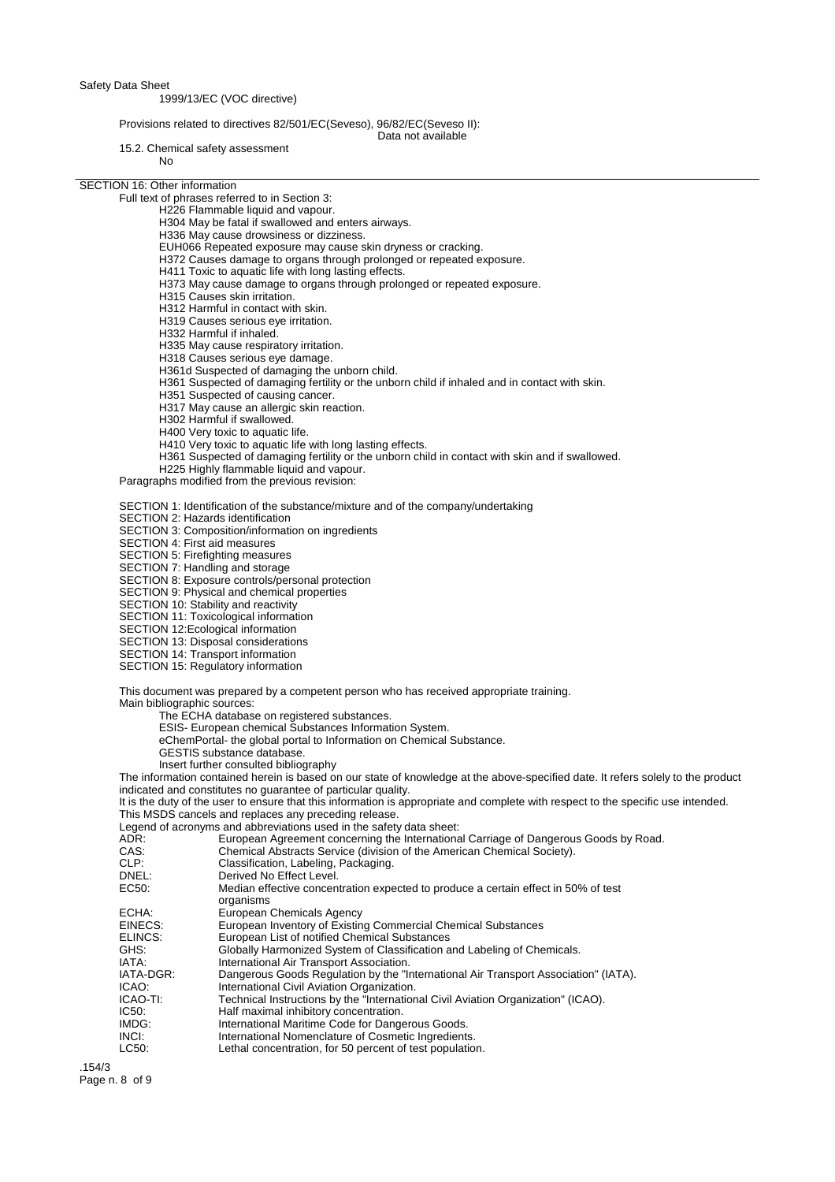1999/13/EC (VOC directive)

Provisions related to directives 82/501/EC(Seveso), 96/82/EC(Seveso II):
Data not available

15.2. Chemical safety assessment

No

## SECTION 16: Other information

Full text of phrases referred to in Section 3:

H226 Flammable liquid and vapour.
H304 May be fatal if swallowed and enters airways.
H336 May cause drowsiness or dizziness.
EUH066 Repeated exposure may cause skin dryness or cracking.
H372 Causes damage to organs through prolonged or repeated exposure.
H411 Toxic to aquatic life with long lasting effects.
H373 May cause damage to organs through prolonged or repeated exposure.
H315 Causes skin irritation.
H312 Harmful in contact with skin.
H319 Causes serious eye irritation.
H332 Harmful if inhaled.
H335 May cause respiratory irritation.
H318 Causes serious eye damage.
H361d Suspected of damaging the unborn child.
H361 Suspected of damaging fertility or the unborn child if inhaled and in contact with skin.
H351 Suspected of causing cancer.
H317 May cause an allergic skin reaction.
H302 Harmful if swallowed.
H400 Very toxic to aquatic life.
H410 Very toxic to aquatic life with long lasting effects.
H361 Suspected of damaging fertility or the unborn child in contact with skin and if swallowed.
H225 Highly flammable liquid and vapour.

Paragraphs modified from the previous revision:

SECTION 1: Identification of the substance/mixture and of the company/undertaking
SECTION 2: Hazards identification
SECTION 3: Composition/information on ingredients
SECTION 4: First aid measures
SECTION 5: Firefighting measures
SECTION 7: Handling and storage
SECTION 8: Exposure controls/personal protection
SECTION 9: Physical and chemical properties
SECTION 10: Stability and reactivity
SECTION 11: Toxicological information
SECTION 12:Ecological information
SECTION 13: Disposal considerations
SECTION 14: Transport information
SECTION 15: Regulatory information

This document was prepared by a competent person who has received appropriate training.

Main bibliographic sources:

The ECHA database on registered substances.
ESIS- European chemical Substances Information System.
eChemPortal- the global portal to Information on Chemical Substance.
GESTIS substance database.
Insert further consulted bibliography

The information contained herein is based on our state of knowledge at the above-specified date. It refers solely to the product indicated and constitutes no guarantee of particular quality.

It is the duty of the user to ensure that this information is appropriate and complete with respect to the specific use intended.

This MSDS cancels and replaces any preceding release.

Legend of acronyms and abbreviations used in the safety data sheet:

| | |
|---|---|
| ADR: | European Agreement concerning the International Carriage of Dangerous Goods by Road. |
| CAS: | Chemical Abstracts Service (division of the American Chemical Society). |
| CLP: | Classification, Labeling, Packaging. |
| DNEL: | Derived No Effect Level. |
| EC50: | Median effective concentration expected to produce a certain effect in 50% of test organisms |
| ECHA: | European Chemicals Agency |
| EINECS: | European Inventory of Existing Commercial Chemical Substances |
| ELINCS: | European List of notified Chemical Substances |
| GHS: | Globally Harmonized System of Classification and Labeling of Chemicals. |
| IATA: | International Air Transport Association. |
| IATA-DGR: | Dangerous Goods Regulation by the "International Air Transport Association" (IATA). |
| ICAO: | International Civil Aviation Organization. |
| ICAO-TI: | Technical Instructions by the "International Civil Aviation Organization" (ICAO). |
| IC50: | Half maximal inhibitory concentration. |
| IMDG: | International Maritime Code for Dangerous Goods. |
| INCI: | International Nomenclature of Cosmetic Ingredients. |
| LC50: | Lethal concentration, for 50 percent of test population. |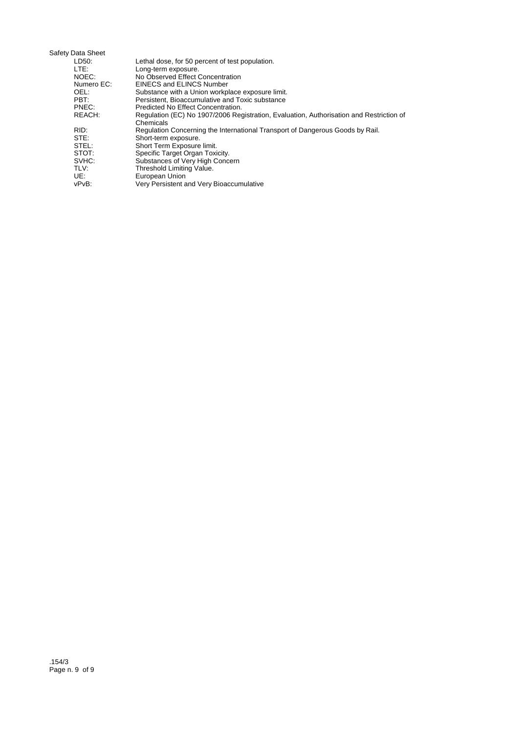LD50: Lethal dose, for 50 percent of test population.
LTE: Long-term exposure.
NOEC: No Observed Effect Concentration
Numero EC: EINECS and ELINCS Number
OEL: Substance with a Union workplace exposure limit.
PBT: Persistent, Bioaccumulative and Toxic substance
PNEC: Predicted No Effect Concentration.
REACH: Regulation (EC) No 1907/2006 Registration, Evaluation, Authorisation and Restriction of Chemicals
RID: Regulation Concerning the International Transport of Dangerous Goods by Rail.
STE: Short-term exposure.
STEL: Short Term Exposure limit.
STOT: Specific Target Organ Toxicity.
SVHC: Substances of Very High Concern
TLV: Threshold Limiting Value.
UE: European Union
vPvB: Very Persistent and Very Bioaccumulative